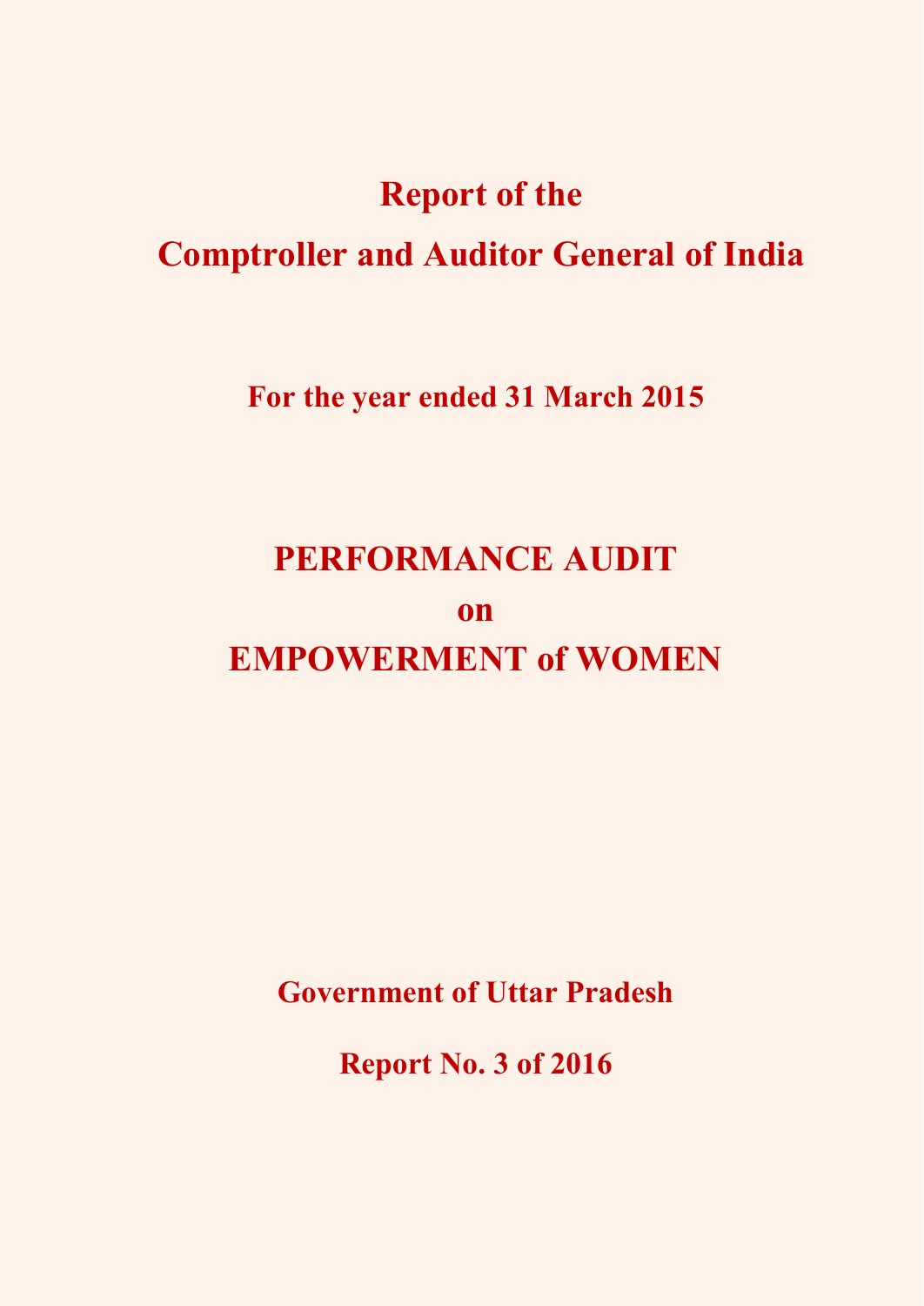# Report of the

# Comptroller and Auditor General of India

**For the year ended 31 March 2015**

# PERFORMANCE AUDIT
# on
# EMPOWERMENT of WOMEN

**Government of Uttar Pradesh**

**Report No. 3 of 2016**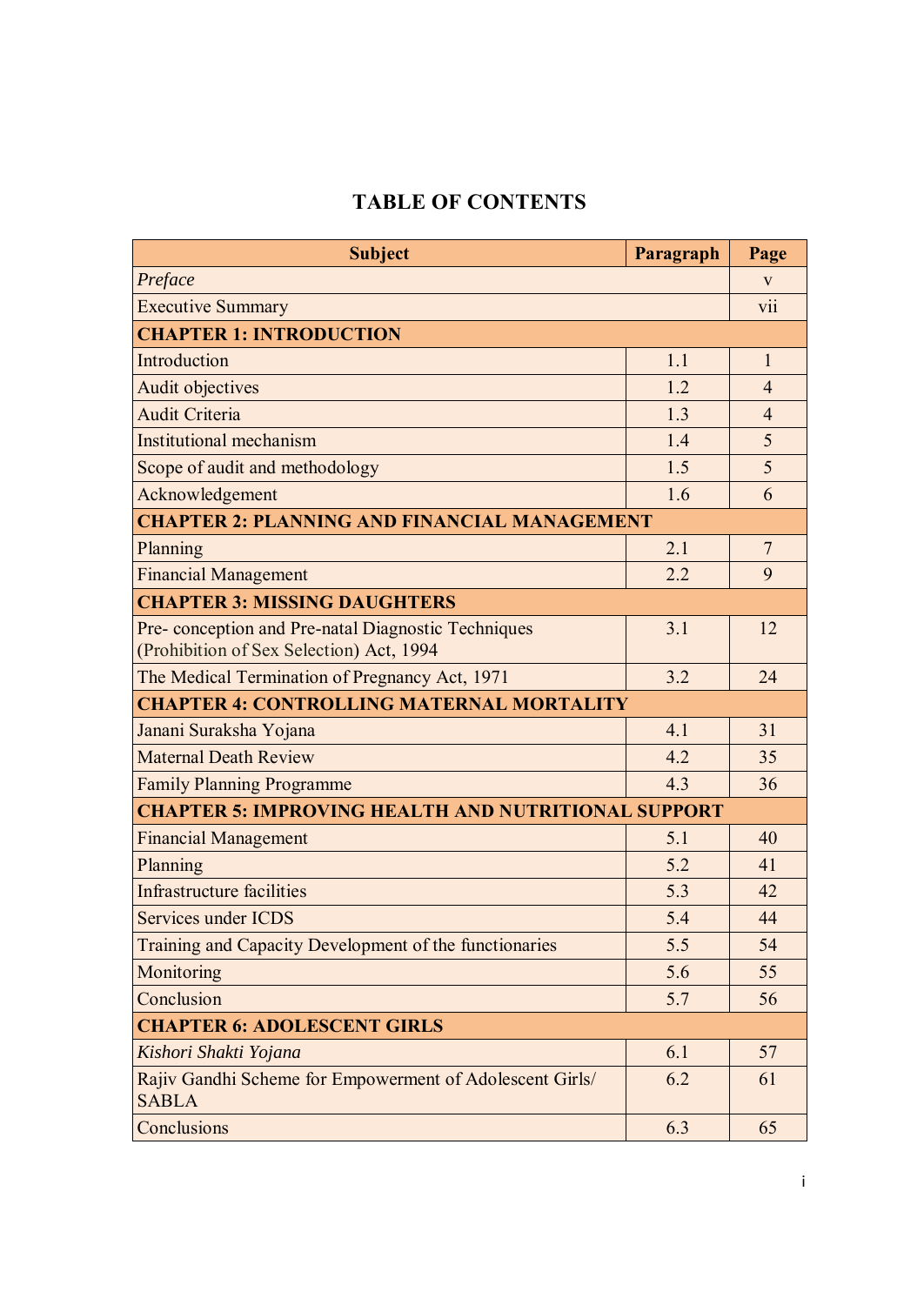# TABLE OF CONTENTS

| Subject | Paragraph | Page |
|---|---|---|
| *Preface* | | v |
| Executive Summary | | vii |
| **CHAPTER 1: INTRODUCTION** | | |
| Introduction | 1.1 | 1 |
| Audit objectives | 1.2 | 4 |
| Audit Criteria | 1.3 | 4 |
| Institutional mechanism | 1.4 | 5 |
| Scope of audit and methodology | 1.5 | 5 |
| Acknowledgement | 1.6 | 6 |
| **CHAPTER 2: PLANNING AND FINANCIAL MANAGEMENT** | | |
| Planning | 2.1 | 7 |
| Financial Management | 2.2 | 9 |
| **CHAPTER 3: MISSING DAUGHTERS** | | |
| Pre- conception and Pre-natal Diagnostic Techniques (Prohibition of Sex Selection) Act, 1994 | 3.1 | 12 |
| The Medical Termination of Pregnancy Act, 1971 | 3.2 | 24 |
| **CHAPTER 4: CONTROLLING MATERNAL MORTALITY** | | |
| Janani Suraksha Yojana | 4.1 | 31 |
| Maternal Death Review | 4.2 | 35 |
| Family Planning Programme | 4.3 | 36 |
| **CHAPTER 5: IMPROVING HEALTH AND NUTRITIONAL SUPPORT** | | |
| Financial Management | 5.1 | 40 |
| Planning | 5.2 | 41 |
| Infrastructure facilities | 5.3 | 42 |
| Services under ICDS | 5.4 | 44 |
| Training and Capacity Development of the functionaries | 5.5 | 54 |
| Monitoring | 5.6 | 55 |
| Conclusion | 5.7 | 56 |
| **CHAPTER 6: ADOLESCENT GIRLS** | | |
| *Kishori Shakti Yojana* | 6.1 | 57 |
| Rajiv Gandhi Scheme for Empowerment of Adolescent Girls/ SABLA | 6.2 | 61 |
| Conclusions | 6.3 | 65 |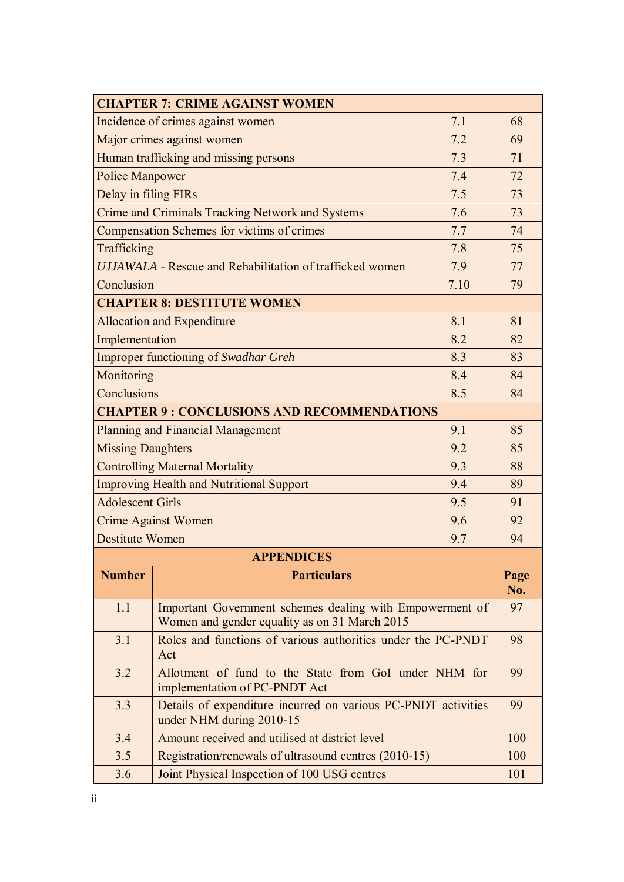| **CHAPTER 7: CRIME AGAINST WOMEN** | | |
|---|---|---|
| Incidence of crimes against women | 7.1 | 68 |
| Major crimes against women | 7.2 | 69 |
| Human trafficking and missing persons | 7.3 | 71 |
| Police Manpower | 7.4 | 72 |
| Delay in filing FIRs | 7.5 | 73 |
| Crime and Criminals Tracking Network and Systems | 7.6 | 73 |
| Compensation Schemes for victims of crimes | 7.7 | 74 |
| Trafficking | 7.8 | 75 |
| *UJJAWALA* - Rescue and Rehabilitation of trafficked women | 7.9 | 77 |
| Conclusion | 7.10 | 79 |
| **CHAPTER 8: DESTITUTE WOMEN** | | |
| Allocation and Expenditure | 8.1 | 81 |
| Implementation | 8.2 | 82 |
| Improper functioning of *Swadhar Greh* | 8.3 | 83 |
| Monitoring | 8.4 | 84 |
| Conclusions | 8.5 | 84 |
| **CHAPTER 9 : CONCLUSIONS AND RECOMMENDATIONS** | | |
| Planning and Financial Management | 9.1 | 85 |
| Missing Daughters | 9.2 | 85 |
| Controlling Maternal Mortality | 9.3 | 88 |
| Improving Health and Nutritional Support | 9.4 | 89 |
| Adolescent Girls | 9.5 | 91 |
| Crime Against Women | 9.6 | 92 |
| Destitute Women | 9.7 | 94 |

| **APPENDICES** | | |
|---|---|---|
| **Number** | **Particulars** | **Page No.** |
| 1.1 | Important Government schemes dealing with Empowerment of Women and gender equality as on 31 March 2015 | 97 |
| 3.1 | Roles and functions of various authorities under the PC-PNDT Act | 98 |
| 3.2 | Allotment of fund to the State from GoI under NHM for implementation of PC-PNDT Act | 99 |
| 3.3 | Details of expenditure incurred on various PC-PNDT activities under NHM during 2010-15 | 99 |
| 3.4 | Amount received and utilised at district level | 100 |
| 3.5 | Registration/renewals of ultrasound centres (2010-15) | 100 |
| 3.6 | Joint Physical Inspection of 100 USG centres | 101 |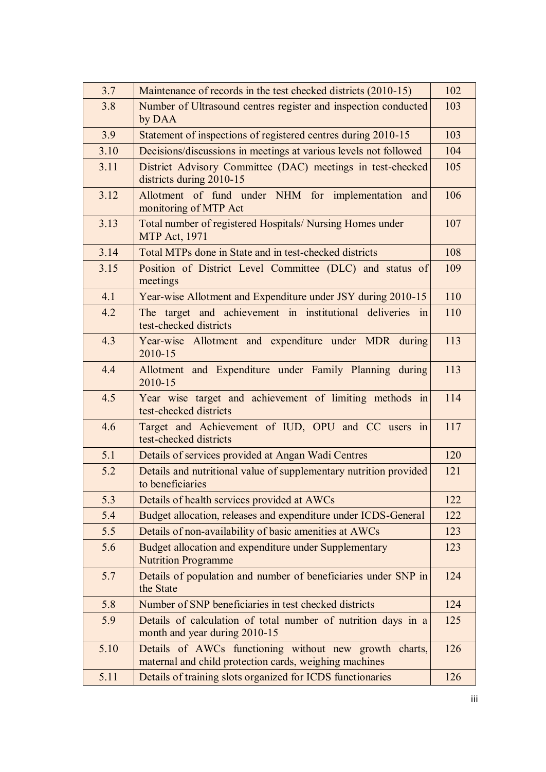| | | |
|---|---|---|
| 3.7 | Maintenance of records in the test checked districts (2010-15) | 102 |
| 3.8 | Number of Ultrasound centres register and inspection conducted by DAA | 103 |
| 3.9 | Statement of inspections of registered centres during 2010-15 | 103 |
| 3.10 | Decisions/discussions in meetings at various levels not followed | 104 |
| 3.11 | District Advisory Committee (DAC) meetings in test-checked districts during 2010-15 | 105 |
| 3.12 | Allotment of fund under NHM for implementation and monitoring of MTP Act | 106 |
| 3.13 | Total number of registered Hospitals/ Nursing Homes under MTP Act, 1971 | 107 |
| 3.14 | Total MTPs done in State and in test-checked districts | 108 |
| 3.15 | Position of District Level Committee (DLC) and status of meetings | 109 |
| 4.1 | Year-wise Allotment and Expenditure under JSY during 2010-15 | 110 |
| 4.2 | The target and achievement in institutional deliveries in test-checked districts | 110 |
| 4.3 | Year-wise Allotment and expenditure under MDR during 2010-15 | 113 |
| 4.4 | Allotment and Expenditure under Family Planning during 2010-15 | 113 |
| 4.5 | Year wise target and achievement of limiting methods in test-checked districts | 114 |
| 4.6 | Target and Achievement of IUD, OPU and CC users in test-checked districts | 117 |
| 5.1 | Details of services provided at Angan Wadi Centres | 120 |
| 5.2 | Details and nutritional value of supplementary nutrition provided to beneficiaries | 121 |
| 5.3 | Details of health services provided at AWCs | 122 |
| 5.4 | Budget allocation, releases and expenditure under ICDS-General | 122 |
| 5.5 | Details of non-availability of basic amenities at AWCs | 123 |
| 5.6 | Budget allocation and expenditure under Supplementary Nutrition Programme | 123 |
| 5.7 | Details of population and number of beneficiaries under SNP in the State | 124 |
| 5.8 | Number of SNP beneficiaries in test checked districts | 124 |
| 5.9 | Details of calculation of total number of nutrition days in a month and year during 2010-15 | 125 |
| 5.10 | Details of AWCs functioning without new growth charts, maternal and child protection cards, weighing machines | 126 |
| 5.11 | Details of training slots organized for ICDS functionaries | 126 |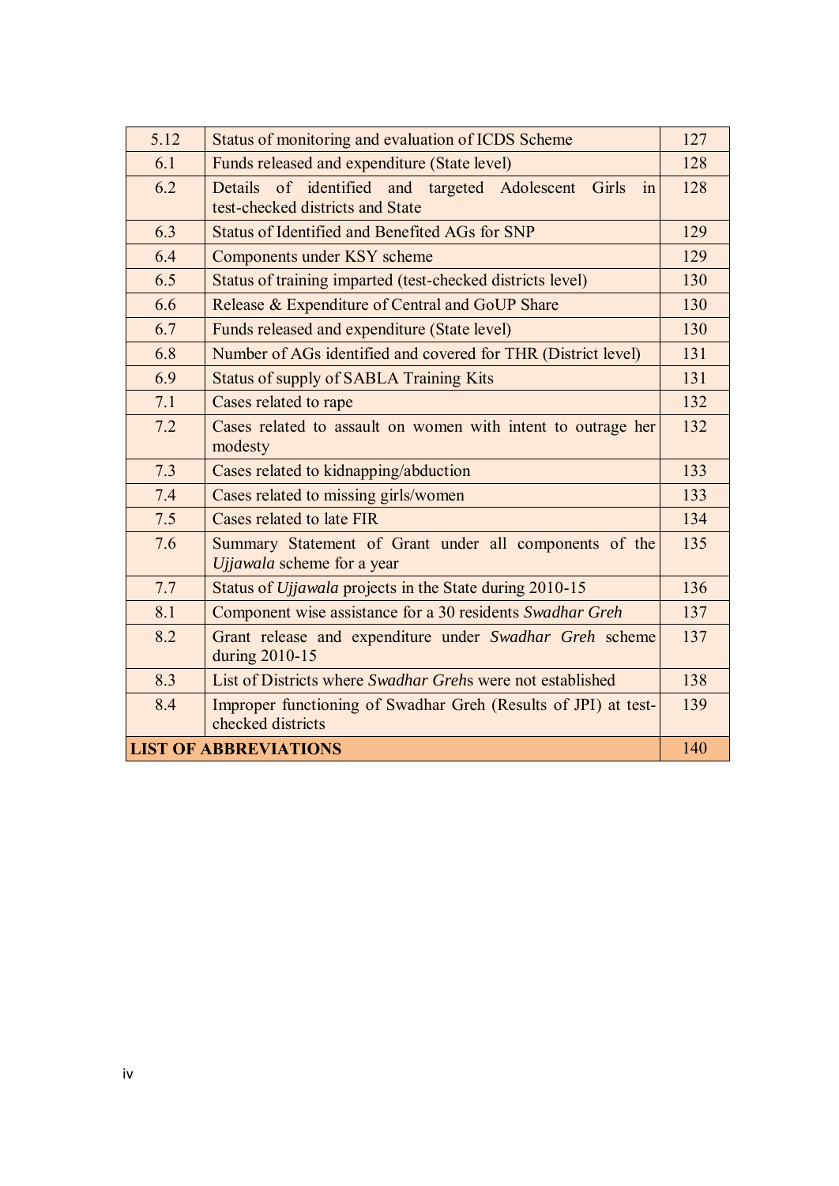| | | |
|---|---|---|
| 5.12 | Status of monitoring and evaluation of ICDS Scheme | 127 |
| 6.1 | Funds released and expenditure (State level) | 128 |
| 6.2 | Details of identified and targeted Adolescent Girls in test-checked districts and State | 128 |
| 6.3 | Status of Identified and Benefited AGs for SNP | 129 |
| 6.4 | Components under KSY scheme | 129 |
| 6.5 | Status of training imparted (test-checked districts level) | 130 |
| 6.6 | Release & Expenditure of Central and GoUP Share | 130 |
| 6.7 | Funds released and expenditure (State level) | 130 |
| 6.8 | Number of AGs identified and covered for THR (District level) | 131 |
| 6.9 | Status of supply of SABLA Training Kits | 131 |
| 7.1 | Cases related to rape | 132 |
| 7.2 | Cases related to assault on women with intent to outrage her modesty | 132 |
| 7.3 | Cases related to kidnapping/abduction | 133 |
| 7.4 | Cases related to missing girls/women | 133 |
| 7.5 | Cases related to late FIR | 134 |
| 7.6 | Summary Statement of Grant under all components of the *Ujjawala* scheme for a year | 135 |
| 7.7 | Status of *Ujjawala* projects in the State during 2010-15 | 136 |
| 8.1 | Component wise assistance for a 30 residents *Swadhar Greh* | 137 |
| 8.2 | Grant release and expenditure under *Swadhar Greh* scheme during 2010-15 | 137 |
| 8.3 | List of Districts where *Swadhar Greh*s were not established | 138 |
| 8.4 | Improper functioning of Swadhar Greh (Results of JPI) at test-checked districts | 139 |
| **LIST OF ABBREVIATIONS** | | 140 |